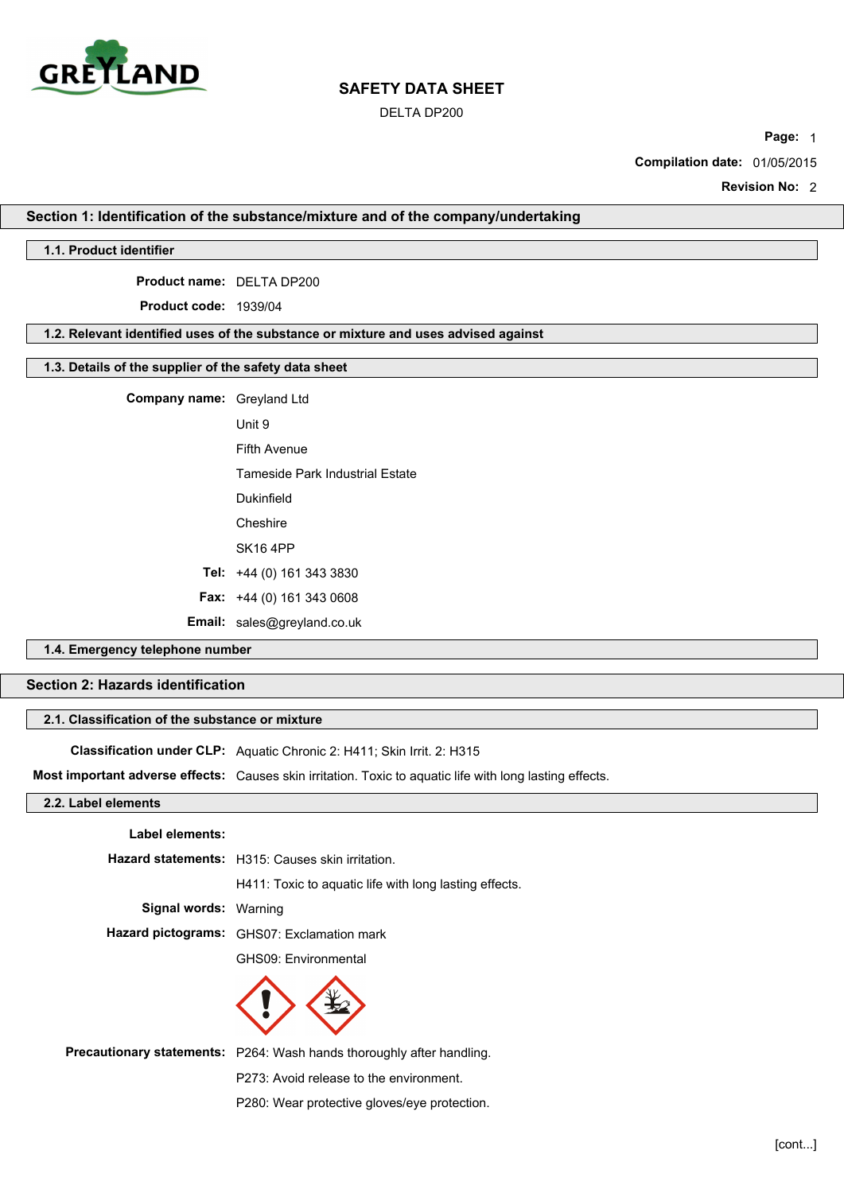# SAFETY DATA SHEET

DELTA DP200

**Page:** 1

**Compilation date:** 01/05/2015

**Revision No:** 2

## Section 1: Identification of the substance/mixture and of the company/undertaking

### 1.1. Product identifier

**Product name:** DELTA DP200

**Product code:** 1939/04

### 1.2. Relevant identified uses of the substance or mixture and uses advised against

### 1.3. Details of the supplier of the safety data sheet

**Company name:** Greyland Ltd

Unit 9

Fifth Avenue

Tameside Park Industrial Estate

Dukinfield

Cheshire

SK16 4PP

**Tel:** +44 (0) 161 343 3830

**Fax:** +44 (0) 161 343 0608

**Email:** sales@greyland.co.uk

### 1.4. Emergency telephone number

## Section 2: Hazards identification

### 2.1. Classification of the substance or mixture

**Classification under CLP:** Aquatic Chronic 2: H411; Skin Irrit. 2: H315

**Most important adverse effects:** Causes skin irritation. Toxic to aquatic life with long lasting effects.

### 2.2. Label elements

**Label elements:**

**Hazard statements:** H315: Causes skin irritation.

H411: Toxic to aquatic life with long lasting effects.

**Signal words:** Warning

**Hazard pictograms:** GHS07: Exclamation mark

GHS09: Environmental

**Precautionary statements:** P264: Wash hands thoroughly after handling.

P273: Avoid release to the environment.

P280: Wear protective gloves/eye protection.

[cont...]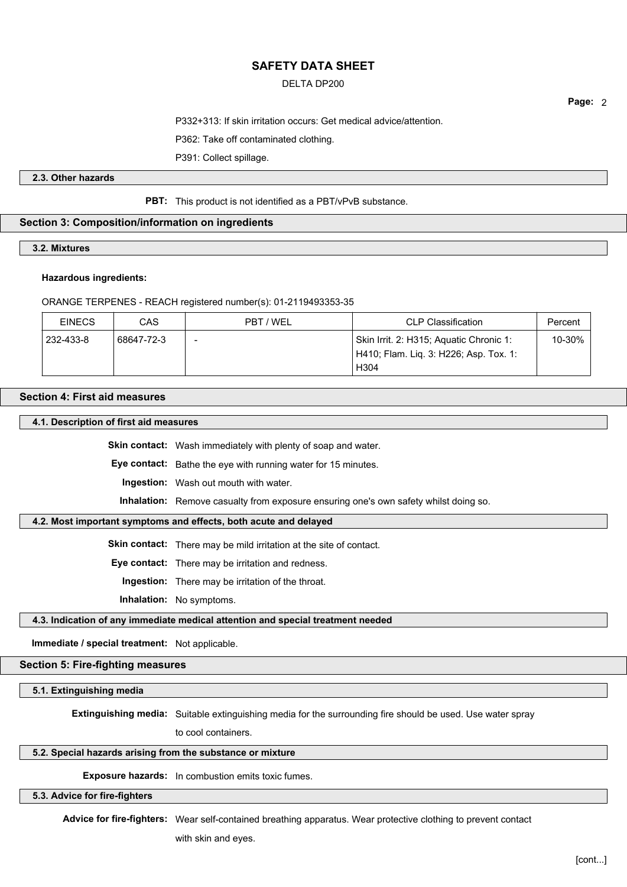P332+313: If skin irritation occurs: Get medical advice/attention.

P362: Take off contaminated clothing.

P391: Collect spillage.

### 2.3. Other hazards

**PBT:** This product is not identified as a PBT/vPvB substance.

## Section 3: Composition/information on ingredients

### 3.2. Mixtures

**Hazardous ingredients:**

ORANGE TERPENES - REACH registered number(s): 01-2119493353-35

| EINECS | CAS | PBT / WEL | CLP Classification | Percent |
|---|---|---|---|---|
| 232-433-8 | 68647-72-3 | - | Skin Irrit. 2: H315; Aquatic Chronic 1: H410; Flam. Liq. 3: H226; Asp. Tox. 1: H304 | 10-30% |

## Section 4: First aid measures

### 4.1. Description of first aid measures

**Skin contact:** Wash immediately with plenty of soap and water.

**Eye contact:** Bathe the eye with running water for 15 minutes.

**Ingestion:** Wash out mouth with water.

**Inhalation:** Remove casualty from exposure ensuring one's own safety whilst doing so.

### 4.2. Most important symptoms and effects, both acute and delayed

**Skin contact:** There may be mild irritation at the site of contact.

**Eye contact:** There may be irritation and redness.

**Ingestion:** There may be irritation of the throat.

**Inhalation:** No symptoms.

### 4.3. Indication of any immediate medical attention and special treatment needed

**Immediate / special treatment:** Not applicable.

## Section 5: Fire-fighting measures

### 5.1. Extinguishing media

**Extinguishing media:** Suitable extinguishing media for the surrounding fire should be used. Use water spray to cool containers.

### 5.2. Special hazards arising from the substance or mixture

**Exposure hazards:** In combustion emits toxic fumes.

### 5.3. Advice for fire-fighters

**Advice for fire-fighters:** Wear self-contained breathing apparatus. Wear protective clothing to prevent contact with skin and eyes.

[cont...]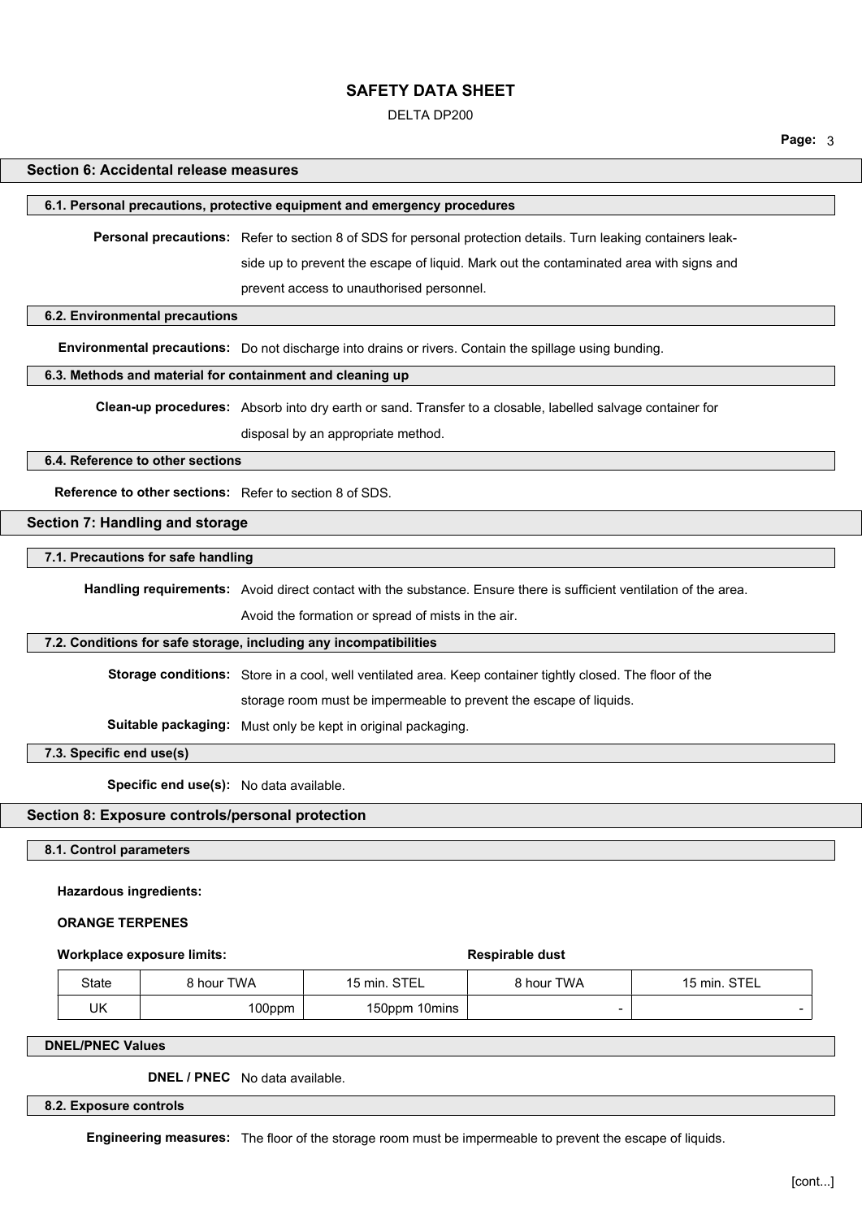## Section 6: Accidental release measures

### 6.1. Personal precautions, protective equipment and emergency procedures

**Personal precautions:** Refer to section 8 of SDS for personal protection details. Turn leaking containers leak-side up to prevent the escape of liquid. Mark out the contaminated area with signs and prevent access to unauthorised personnel.

### 6.2. Environmental precautions

**Environmental precautions:** Do not discharge into drains or rivers. Contain the spillage using bunding.

### 6.3. Methods and material for containment and cleaning up

**Clean-up procedures:** Absorb into dry earth or sand. Transfer to a closable, labelled salvage container for disposal by an appropriate method.

### 6.4. Reference to other sections

**Reference to other sections:** Refer to section 8 of SDS.

## Section 7: Handling and storage

### 7.1. Precautions for safe handling

**Handling requirements:** Avoid direct contact with the substance. Ensure there is sufficient ventilation of the area. Avoid the formation or spread of mists in the air.

### 7.2. Conditions for safe storage, including any incompatibilities

**Storage conditions:** Store in a cool, well ventilated area. Keep container tightly closed. The floor of the storage room must be impermeable to prevent the escape of liquids.

**Suitable packaging:** Must only be kept in original packaging.

### 7.3. Specific end use(s)

**Specific end use(s):** No data available.

## Section 8: Exposure controls/personal protection

### 8.1. Control parameters

**Hazardous ingredients:**

**ORANGE TERPENES**

| | **Workplace exposure limits:** | | **Respirable dust** | |
|---|---|---|---|---|
| State | 8 hour TWA | 15 min. STEL | 8 hour TWA | 15 min. STEL |
| UK | 100ppm | 150ppm 10mins | - | - |

### DNEL/PNEC Values

**DNEL / PNEC** No data available.

### 8.2. Exposure controls

**Engineering measures:** The floor of the storage room must be impermeable to prevent the escape of liquids.

[cont...]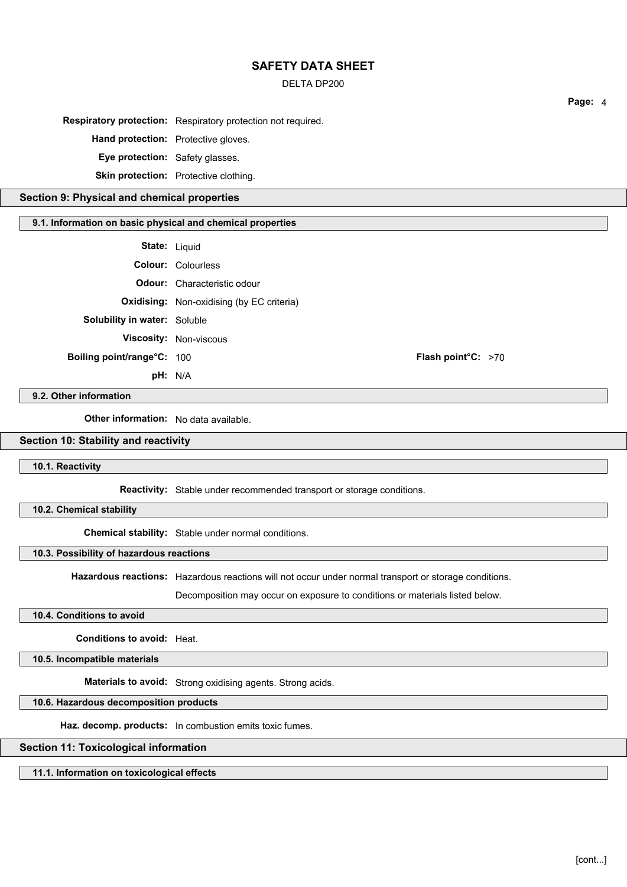**Respiratory protection:** Respiratory protection not required.

**Hand protection:** Protective gloves.

**Eye protection:** Safety glasses.

**Skin protection:** Protective clothing.

## Section 9: Physical and chemical properties

### 9.1. Information on basic physical and chemical properties

**State:** Liquid

**Colour:** Colourless

**Odour:** Characteristic odour

**Oxidising:** Non-oxidising (by EC criteria)

**Solubility in water:** Soluble

**Viscosity:** Non-viscous

**Boiling point/range°C:** 100 **Flash point°C:** >70

**pH:** N/A

### 9.2. Other information

**Other information:** No data available.

## Section 10: Stability and reactivity

### 10.1. Reactivity

**Reactivity:** Stable under recommended transport or storage conditions.

### 10.2. Chemical stability

**Chemical stability:** Stable under normal conditions.

### 10.3. Possibility of hazardous reactions

**Hazardous reactions:** Hazardous reactions will not occur under normal transport or storage conditions.

Decomposition may occur on exposure to conditions or materials listed below.

### 10.4. Conditions to avoid

**Conditions to avoid:** Heat.

### 10.5. Incompatible materials

**Materials to avoid:** Strong oxidising agents. Strong acids.

### 10.6. Hazardous decomposition products

**Haz. decomp. products:** In combustion emits toxic fumes.

## Section 11: Toxicological information

### 11.1. Information on toxicological effects

[cont...]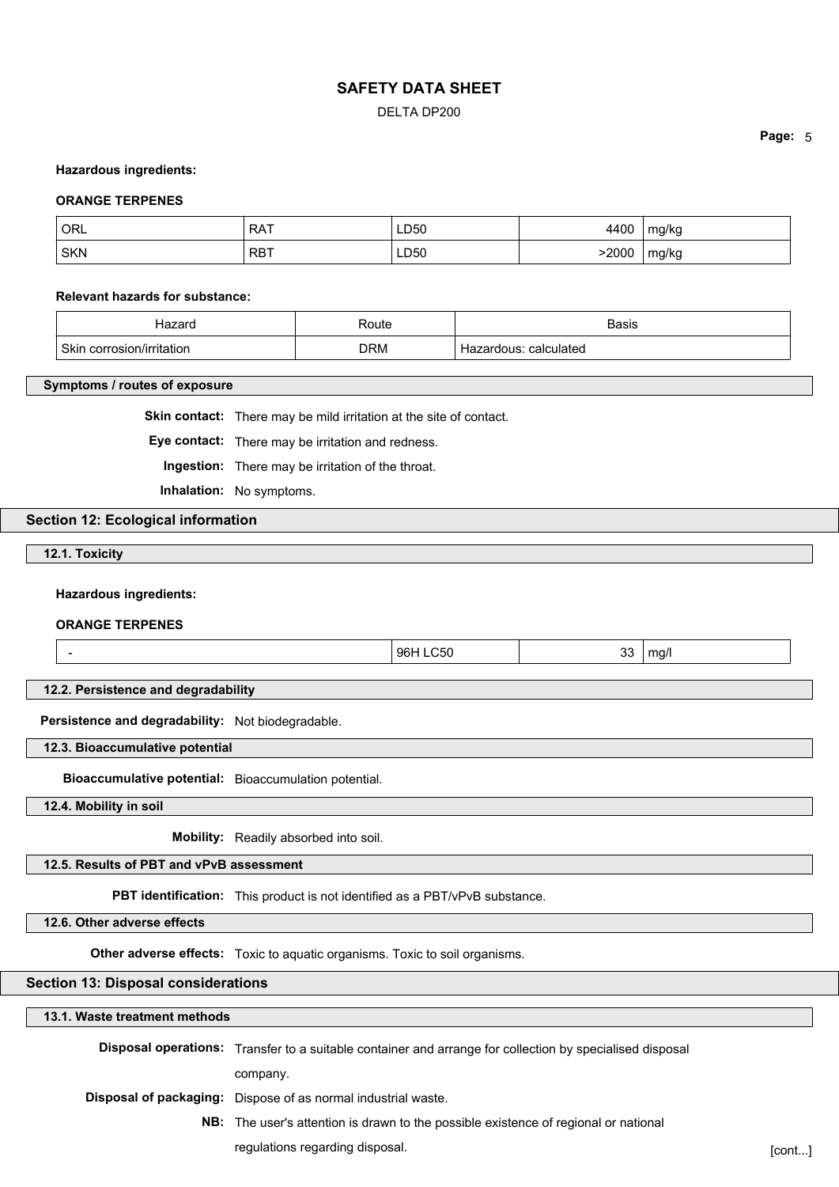**Hazardous ingredients:**

**ORANGE TERPENES**

| | | | | |
|---|---|---|---|---|
| ORL | RAT | LD50 | 4400 | mg/kg |
| SKN | RBT | LD50 | >2000 | mg/kg |

**Relevant hazards for substance:**

| Hazard | Route | Basis |
|---|---|---|
| Skin corrosion/irritation | DRM | Hazardous: calculated |

### Symptoms / routes of exposure

**Skin contact:** There may be mild irritation at the site of contact.

**Eye contact:** There may be irritation and redness.

**Ingestion:** There may be irritation of the throat.

**Inhalation:** No symptoms.

## Section 12: Ecological information

### 12.1. Toxicity

**Hazardous ingredients:**

**ORANGE TERPENES**

| | | | |
|---|---|---|---|
| - | 96H LC50 | 33 | mg/l |

### 12.2. Persistence and degradability

**Persistence and degradability:** Not biodegradable.

### 12.3. Bioaccumulative potential

**Bioaccumulative potential:** Bioaccumulation potential.

### 12.4. Mobility in soil

**Mobility:** Readily absorbed into soil.

### 12.5. Results of PBT and vPvB assessment

**PBT identification:** This product is not identified as a PBT/vPvB substance.

### 12.6. Other adverse effects

**Other adverse effects:** Toxic to aquatic organisms. Toxic to soil organisms.

## Section 13: Disposal considerations

### 13.1. Waste treatment methods

**Disposal operations:** Transfer to a suitable container and arrange for collection by specialised disposal company.

**Disposal of packaging:** Dispose of as normal industrial waste.

**NB:** The user's attention is drawn to the possible existence of regional or national regulations regarding disposal.

[cont...]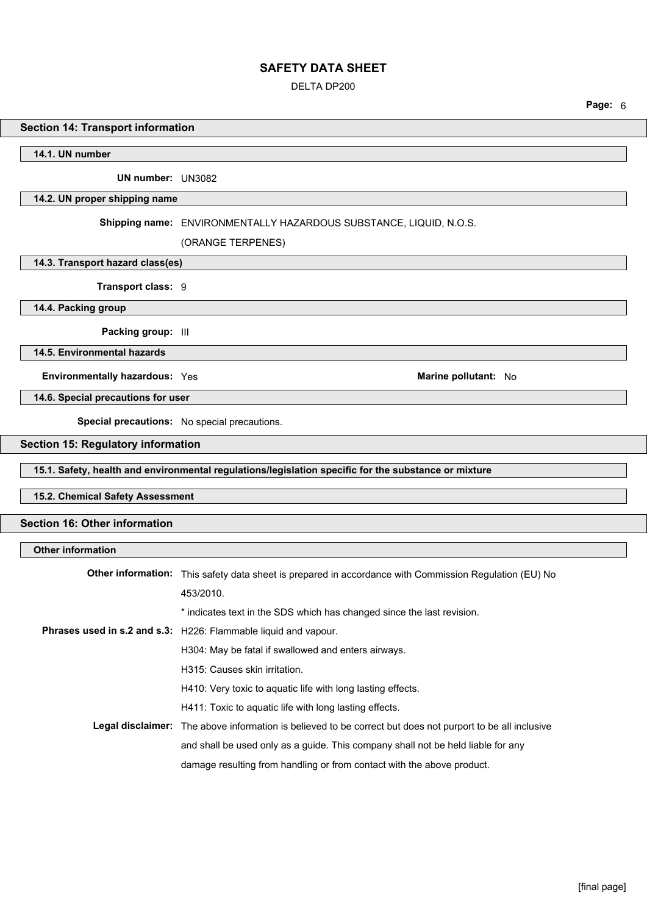## Section 14: Transport information

### 14.1. UN number

**UN number:** UN3082

### 14.2. UN proper shipping name

**Shipping name:** ENVIRONMENTALLY HAZARDOUS SUBSTANCE, LIQUID, N.O.S.
(ORANGE TERPENES)

### 14.3. Transport hazard class(es)

**Transport class:** 9

### 14.4. Packing group

**Packing group:** III

### 14.5. Environmental hazards

**Environmentally hazardous:** Yes **Marine pollutant:** No

### 14.6. Special precautions for user

**Special precautions:** No special precautions.

## Section 15: Regulatory information

### 15.1. Safety, health and environmental regulations/legislation specific for the substance or mixture

### 15.2. Chemical Safety Assessment

## Section 16: Other information

### Other information

**Other information:** This safety data sheet is prepared in accordance with Commission Regulation (EU) No 453/2010.

* indicates text in the SDS which has changed since the last revision.

**Phrases used in s.2 and s.3:** H226: Flammable liquid and vapour.

H304: May be fatal if swallowed and enters airways.

H315: Causes skin irritation.

H410: Very toxic to aquatic life with long lasting effects.

H411: Toxic to aquatic life with long lasting effects.

**Legal disclaimer:** The above information is believed to be correct but does not purport to be all inclusive and shall be used only as a guide. This company shall not be held liable for any damage resulting from handling or from contact with the above product.

[final page]